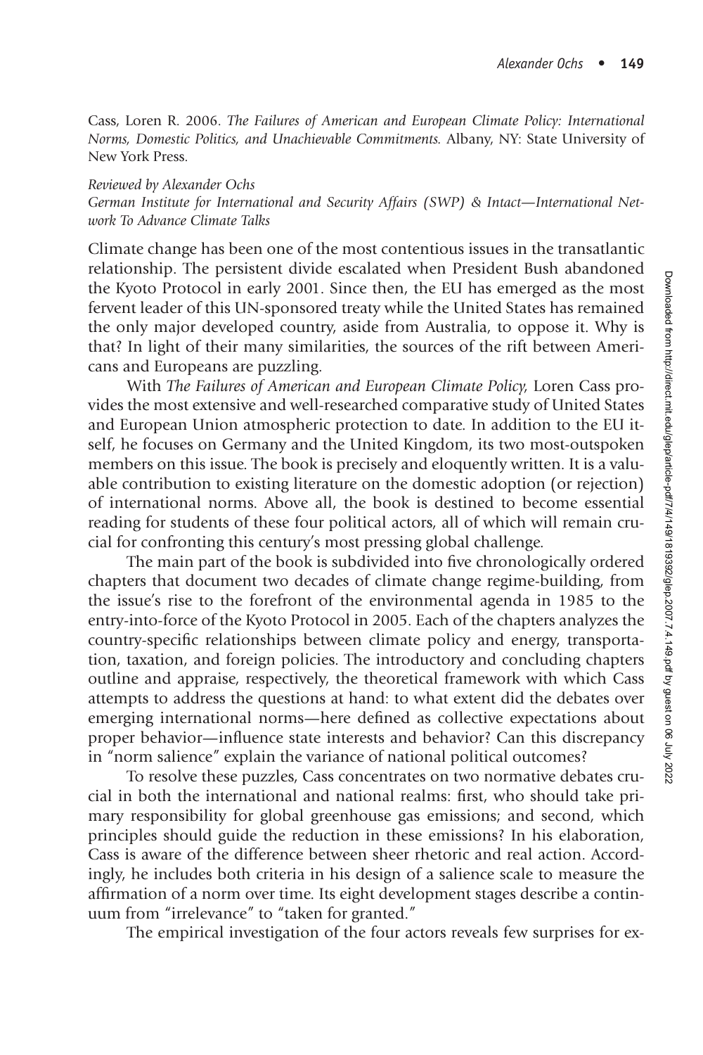Cass, Loren R. 2006. *The Failures of American and European Climate Policy: International Norms, Domestic Politics, and Unachievable Commitments.* Albany, NY: State University of New York Press.

*Reviewed by Alexander Ochs*
*German Institute for International and Security Affairs (SWP) & Intact—International Network To Advance Climate Talks*

Climate change has been one of the most contentious issues in the transatlantic relationship. The persistent divide escalated when President Bush abandoned the Kyoto Protocol in early 2001. Since then, the EU has emerged as the most fervent leader of this UN-sponsored treaty while the United States has remained the only major developed country, aside from Australia, to oppose it. Why is that? In light of their many similarities, the sources of the rift between Americans and Europeans are puzzling.

With *The Failures of American and European Climate Policy,* Loren Cass provides the most extensive and well-researched comparative study of United States and European Union atmospheric protection to date. In addition to the EU itself, he focuses on Germany and the United Kingdom, its two most-outspoken members on this issue. The book is precisely and eloquently written. It is a valuable contribution to existing literature on the domestic adoption (or rejection) of international norms. Above all, the book is destined to become essential reading for students of these four political actors, all of which will remain crucial for confronting this century's most pressing global challenge.

The main part of the book is subdivided into five chronologically ordered chapters that document two decades of climate change regime-building, from the issue's rise to the forefront of the environmental agenda in 1985 to the entry-into-force of the Kyoto Protocol in 2005. Each of the chapters analyzes the country-specific relationships between climate policy and energy, transportation, taxation, and foreign policies. The introductory and concluding chapters outline and appraise, respectively, the theoretical framework with which Cass attempts to address the questions at hand: to what extent did the debates over emerging international norms—here defined as collective expectations about proper behavior—influence state interests and behavior? Can this discrepancy in "norm salience" explain the variance of national political outcomes?

To resolve these puzzles, Cass concentrates on two normative debates crucial in both the international and national realms: first, who should take primary responsibility for global greenhouse gas emissions; and second, which principles should guide the reduction in these emissions? In his elaboration, Cass is aware of the difference between sheer rhetoric and real action. Accordingly, he includes both criteria in his design of a salience scale to measure the affirmation of a norm over time. Its eight development stages describe a continuum from "irrelevance" to "taken for granted."

The empirical investigation of the four actors reveals few surprises for ex-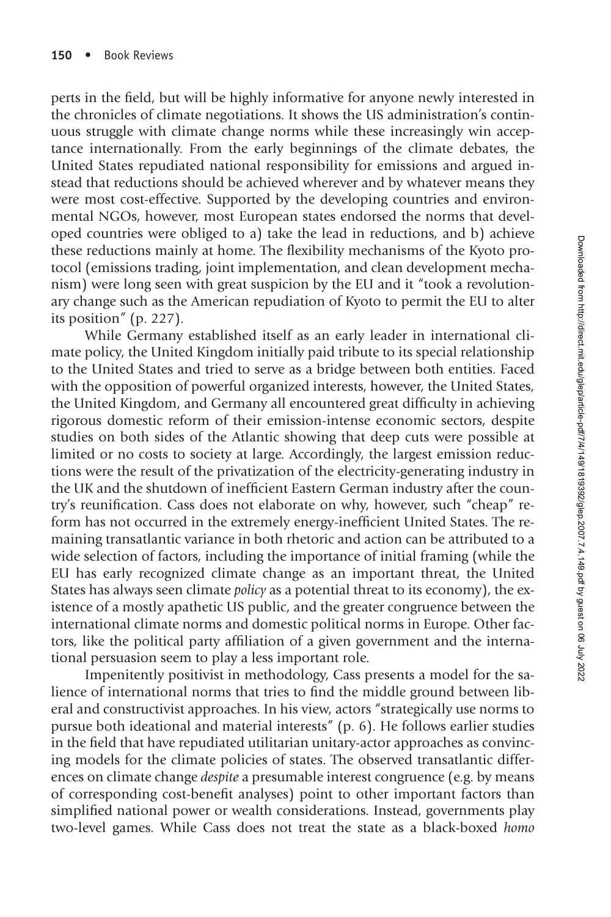perts in the field, but will be highly informative for anyone newly interested in the chronicles of climate negotiations. It shows the US administration's continuous struggle with climate change norms while these increasingly win acceptance internationally. From the early beginnings of the climate debates, the United States repudiated national responsibility for emissions and argued instead that reductions should be achieved wherever and by whatever means they were most cost-effective. Supported by the developing countries and environmental NGOs, however, most European states endorsed the norms that developed countries were obliged to a) take the lead in reductions, and b) achieve these reductions mainly at home. The flexibility mechanisms of the Kyoto protocol (emissions trading, joint implementation, and clean development mechanism) were long seen with great suspicion by the EU and it "took a revolutionary change such as the American repudiation of Kyoto to permit the EU to alter its position" (p. 227).

While Germany established itself as an early leader in international climate policy, the United Kingdom initially paid tribute to its special relationship to the United States and tried to serve as a bridge between both entities. Faced with the opposition of powerful organized interests, however, the United States, the United Kingdom, and Germany all encountered great difficulty in achieving rigorous domestic reform of their emission-intense economic sectors, despite studies on both sides of the Atlantic showing that deep cuts were possible at limited or no costs to society at large. Accordingly, the largest emission reductions were the result of the privatization of the electricity-generating industry in the UK and the shutdown of inefficient Eastern German industry after the country's reunification. Cass does not elaborate on why, however, such "cheap" reform has not occurred in the extremely energy-inefficient United States. The remaining transatlantic variance in both rhetoric and action can be attributed to a wide selection of factors, including the importance of initial framing (while the EU has early recognized climate change as an important threat, the United States has always seen climate *policy* as a potential threat to its economy), the existence of a mostly apathetic US public, and the greater congruence between the international climate norms and domestic political norms in Europe. Other factors, like the political party affiliation of a given government and the international persuasion seem to play a less important role.

Impenitently positivist in methodology, Cass presents a model for the salience of international norms that tries to find the middle ground between liberal and constructivist approaches. In his view, actors "strategically use norms to pursue both ideational and material interests" (p. 6). He follows earlier studies in the field that have repudiated utilitarian unitary-actor approaches as convincing models for the climate policies of states. The observed transatlantic differences on climate change *despite* a presumable interest congruence (e.g. by means of corresponding cost-benefit analyses) point to other important factors than simplified national power or wealth considerations. Instead, governments play two-level games. While Cass does not treat the state as a black-boxed *homo*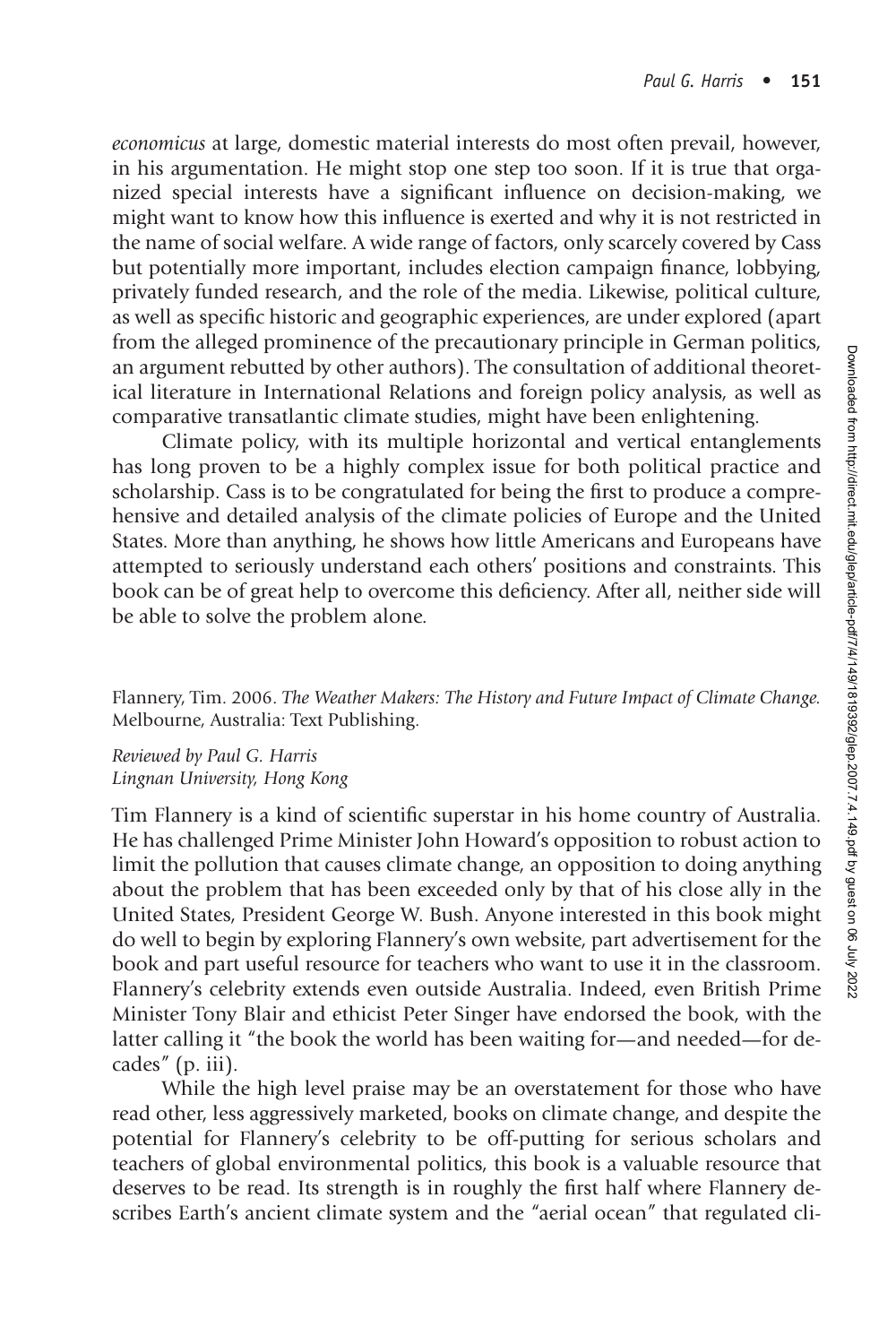*economicus* at large, domestic material interests do most often prevail, however, in his argumentation. He might stop one step too soon. If it is true that organized special interests have a significant influence on decision-making, we might want to know how this influence is exerted and why it is not restricted in the name of social welfare. A wide range of factors, only scarcely covered by Cass but potentially more important, includes election campaign finance, lobbying, privately funded research, and the role of the media. Likewise, political culture, as well as specific historic and geographic experiences, are under explored (apart from the alleged prominence of the precautionary principle in German politics, an argument rebutted by other authors). The consultation of additional theoretical literature in International Relations and foreign policy analysis, as well as comparative transatlantic climate studies, might have been enlightening.

Climate policy, with its multiple horizontal and vertical entanglements has long proven to be a highly complex issue for both political practice and scholarship. Cass is to be congratulated for being the first to produce a comprehensive and detailed analysis of the climate policies of Europe and the United States. More than anything, he shows how little Americans and Europeans have attempted to seriously understand each others' positions and constraints. This book can be of great help to overcome this deficiency. After all, neither side will be able to solve the problem alone.

Flannery, Tim. 2006. *The Weather Makers: The History and Future Impact of Climate Change.* Melbourne, Australia: Text Publishing.

*Reviewed by Paul G. Harris*
*Lingnan University, Hong Kong*

Tim Flannery is a kind of scientific superstar in his home country of Australia. He has challenged Prime Minister John Howard's opposition to robust action to limit the pollution that causes climate change, an opposition to doing anything about the problem that has been exceeded only by that of his close ally in the United States, President George W. Bush. Anyone interested in this book might do well to begin by exploring Flannery's own website, part advertisement for the book and part useful resource for teachers who want to use it in the classroom. Flannery's celebrity extends even outside Australia. Indeed, even British Prime Minister Tony Blair and ethicist Peter Singer have endorsed the book, with the latter calling it "the book the world has been waiting for—and needed—for decades" (p. iii).

While the high level praise may be an overstatement for those who have read other, less aggressively marketed, books on climate change, and despite the potential for Flannery's celebrity to be off-putting for serious scholars and teachers of global environmental politics, this book is a valuable resource that deserves to be read. Its strength is in roughly the first half where Flannery describes Earth's ancient climate system and the "aerial ocean" that regulated cli-